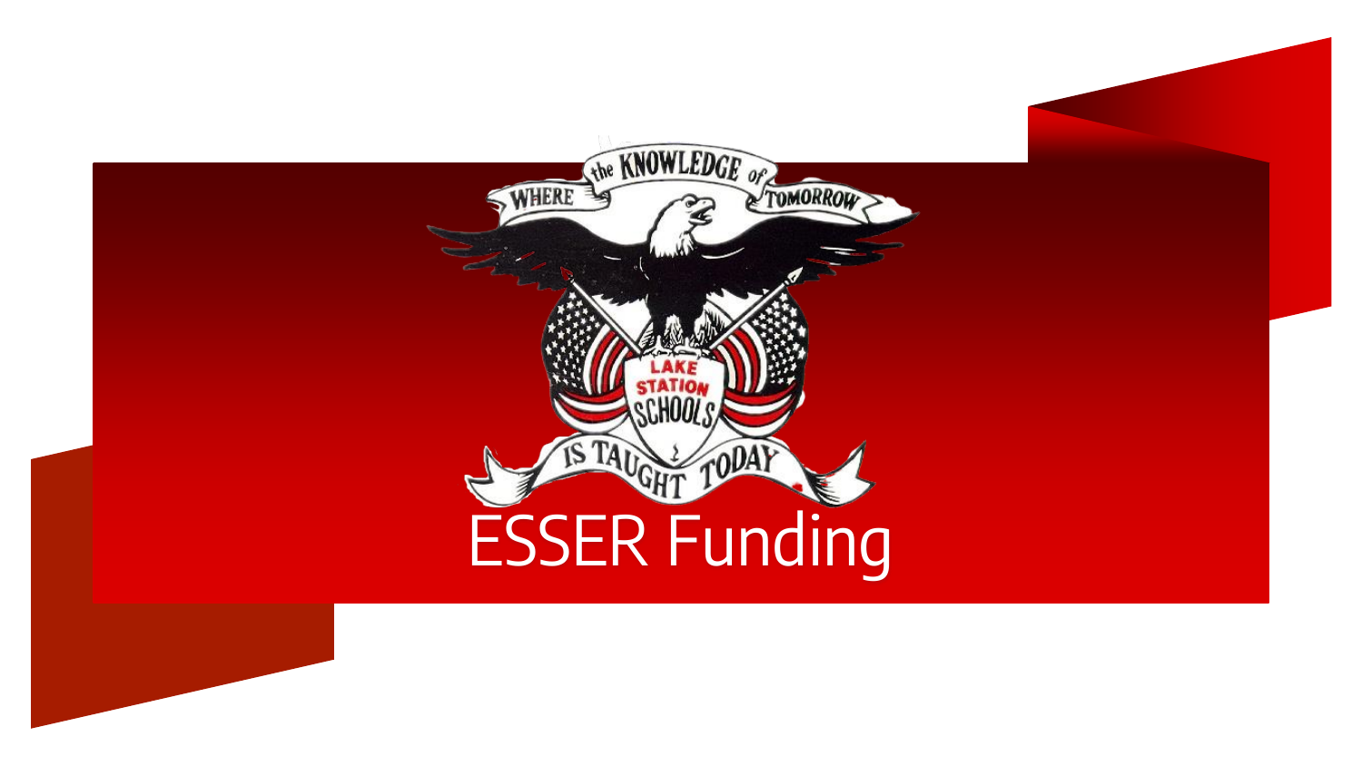WHERE the KNOWLEDGE of TOMORROW

LAKE STATION SCHOOLS

IS TAUGHT TODAY

# ESSER Funding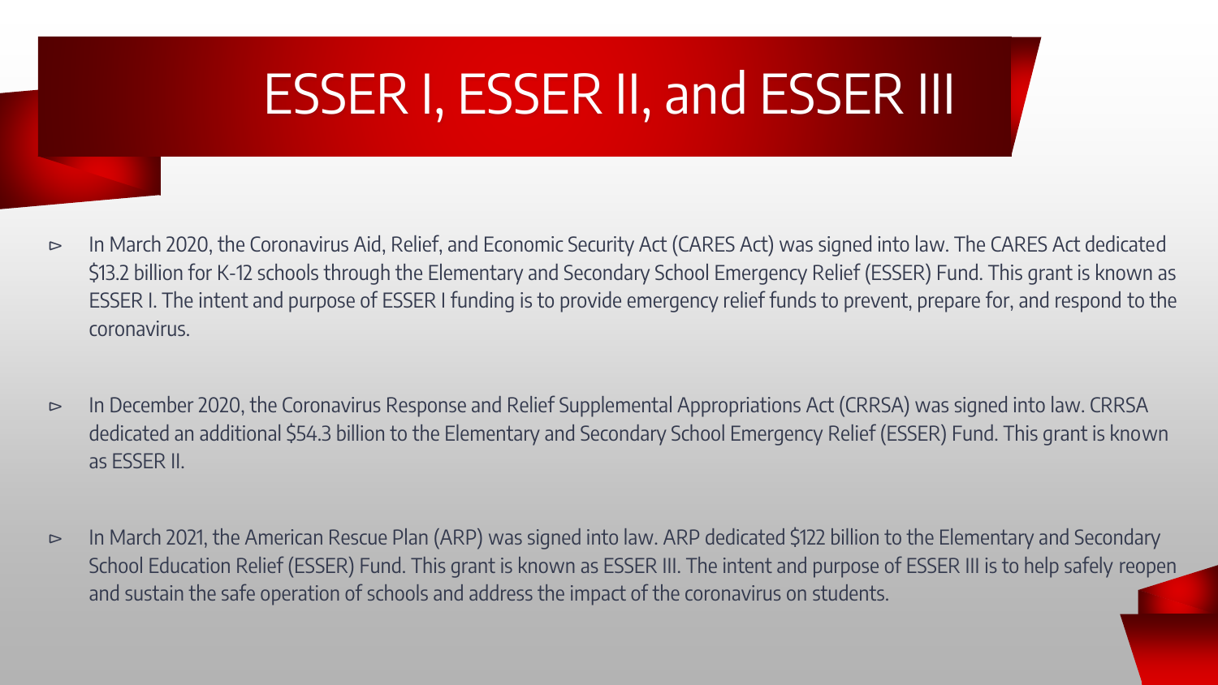# ESSER I, ESSER II, and ESSER III

- In March 2020, the Coronavirus Aid, Relief, and Economic Security Act (CARES Act) was signed into law. The CARES Act dedicated $13.2 billion for K-12 schools through the Elementary and Secondary School Emergency Relief (ESSER) Fund. This grant is known as ESSER I. The intent and purpose of ESSER I funding is to provide emergency relief funds to prevent, prepare for, and respond to the coronavirus.

- In December 2020, the Coronavirus Response and Relief Supplemental Appropriations Act (CRRSA) was signed into law. CRRSA dedicated an additional $54.3 billion to the Elementary and Secondary School Emergency Relief (ESSER) Fund. This grant is known as ESSER II.

- In March 2021, the American Rescue Plan (ARP) was signed into law. ARP dedicated $122 billion to the Elementary and Secondary School Education Relief (ESSER) Fund. This grant is known as ESSER III. The intent and purpose of ESSER III is to help safely reopen and sustain the safe operation of schools and address the impact of the coronavirus on students.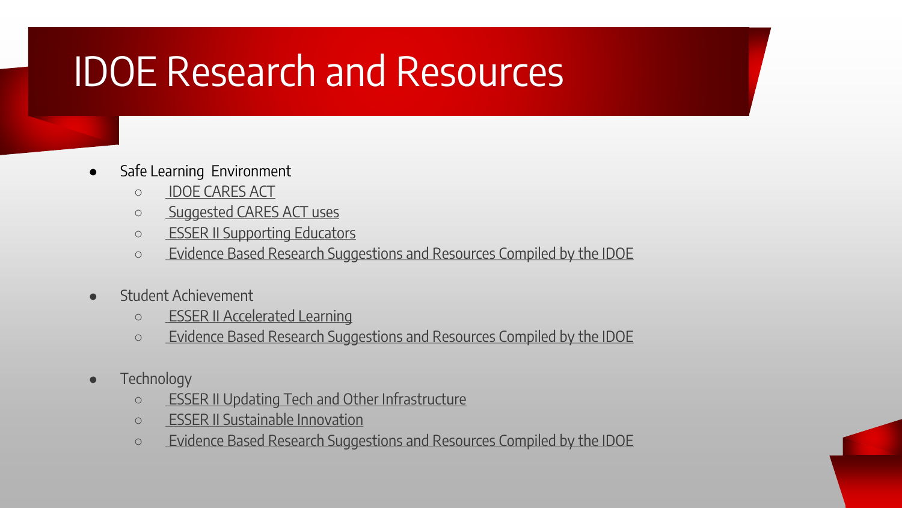# IDOE Research and Resources

- Safe Learning Environment
  - IDOE CARES ACT
  - Suggested CARES ACT uses
  - ESSER II Supporting Educators
  - Evidence Based Research Suggestions and Resources Compiled by the IDOE
- Student Achievement
  - ESSER II Accelerated Learning
  - Evidence Based Research Suggestions and Resources Compiled by the IDOE
- Technology
  - ESSER II Updating Tech and Other Infrastructure
  - ESSER II Sustainable Innovation
  - Evidence Based Research Suggestions and Resources Compiled by the IDOE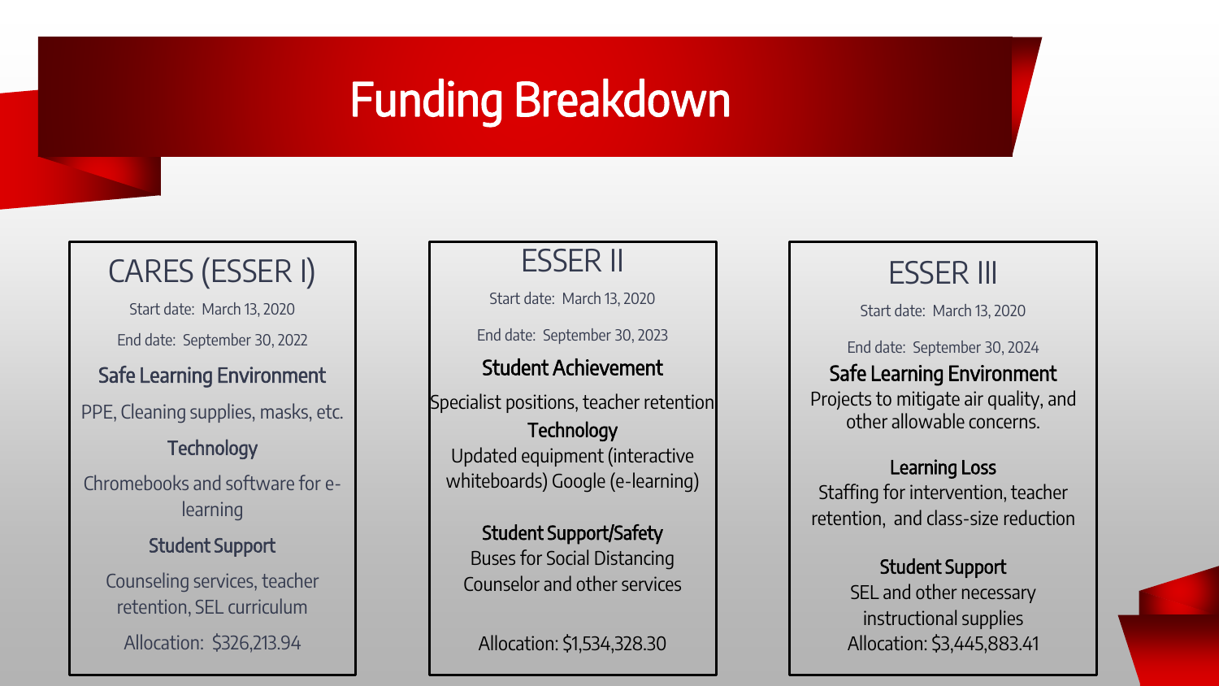# Funding Breakdown

## CARES (ESSER I)

Start date: March 13, 2020

End date: September 30, 2022

**Safe Learning Environment**

PPE, Cleaning supplies, masks, etc.

**Technology**

Chromebooks and software for e-learning

**Student Support**

Counseling services, teacher retention, SEL curriculum

Allocation: $326,213.94

## ESSER II

Start date: March 13, 2020

End date: September 30, 2023

**Student Achievement**

Specialist positions, teacher retention

**Technology**

Updated equipment (interactive whiteboards) Google (e-learning)

**Student Support/Safety**

Buses for Social Distancing
Counselor and other services

Allocation: $1,534,328.30

## ESSER III

Start date: March 13, 2020

End date: September 30, 2024

**Safe Learning Environment**

Projects to mitigate air quality, and other allowable concerns.

**Learning Loss**

Staffing for intervention, teacher retention, and class-size reduction

**Student Support**

SEL and other necessary instructional supplies

Allocation: $3,445,883.41